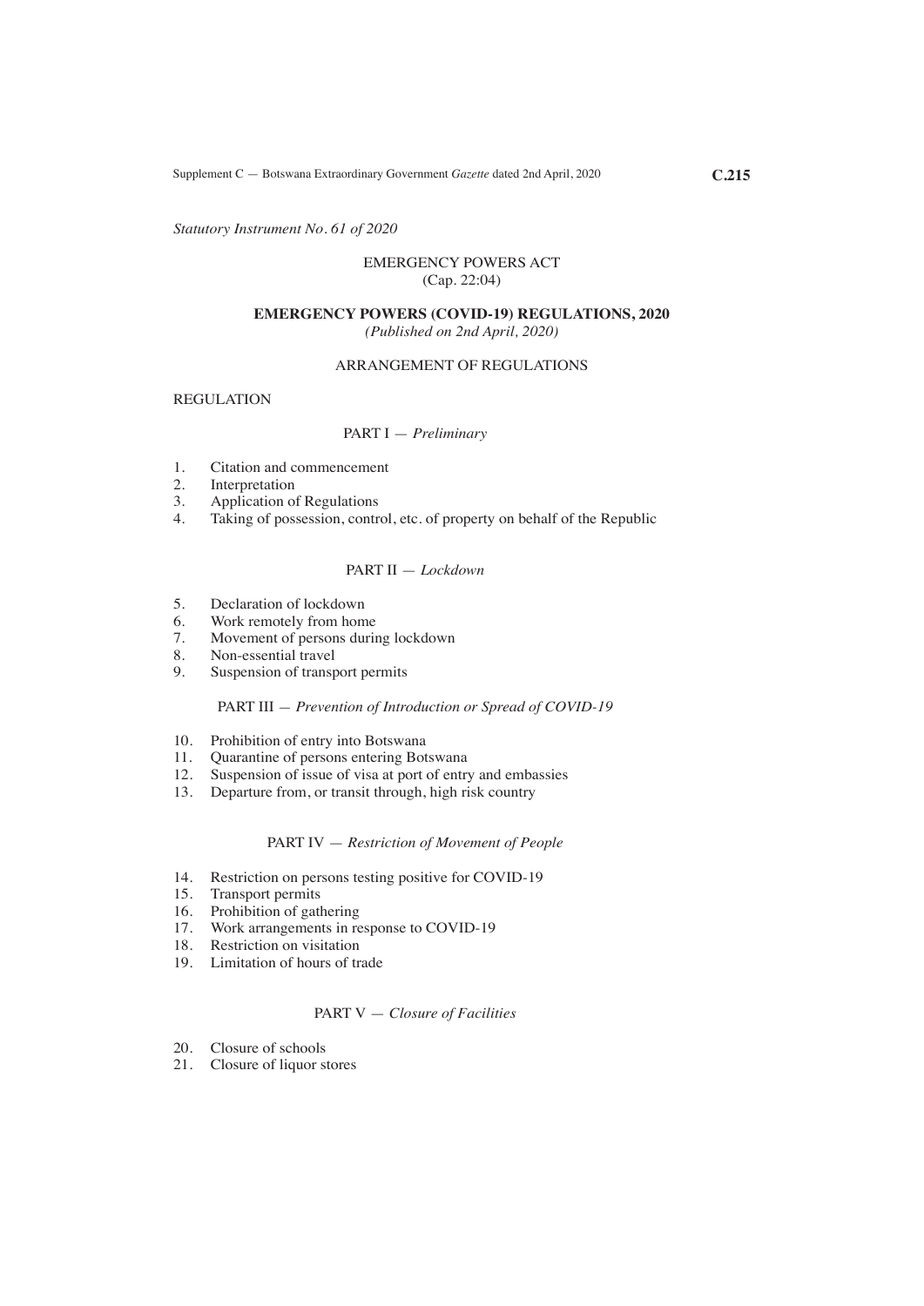*Statutory Instrument No. 61 of 2020*

EMERGENCY POWERS ACT
(Cap. 22:04)

**EMERGENCY POWERS (COVID-19) REGULATIONS, 2020**
*(Published on 2nd April, 2020)*

ARRANGEMENT OF REGULATIONS

REGULATION

PART I — *Preliminary*

1. Citation and commencement
2. Interpretation
3. Application of Regulations
4. Taking of possession, control, etc. of property on behalf of the Republic

PART II — *Lockdown*

5. Declaration of lockdown
6. Work remotely from home
7. Movement of persons during lockdown
8. Non-essential travel
9. Suspension of transport permits

PART III — *Prevention of Introduction or Spread of COVID-19*

10. Prohibition of entry into Botswana
11. Quarantine of persons entering Botswana
12. Suspension of issue of visa at port of entry and embassies
13. Departure from, or transit through, high risk country

PART IV — *Restriction of Movement of People*

14. Restriction on persons testing positive for COVID-19
15. Transport permits
16. Prohibition of gathering
17. Work arrangements in response to COVID-19
18. Restriction on visitation
19. Limitation of hours of trade

PART V — *Closure of Facilities*

20. Closure of schools
21. Closure of liquor stores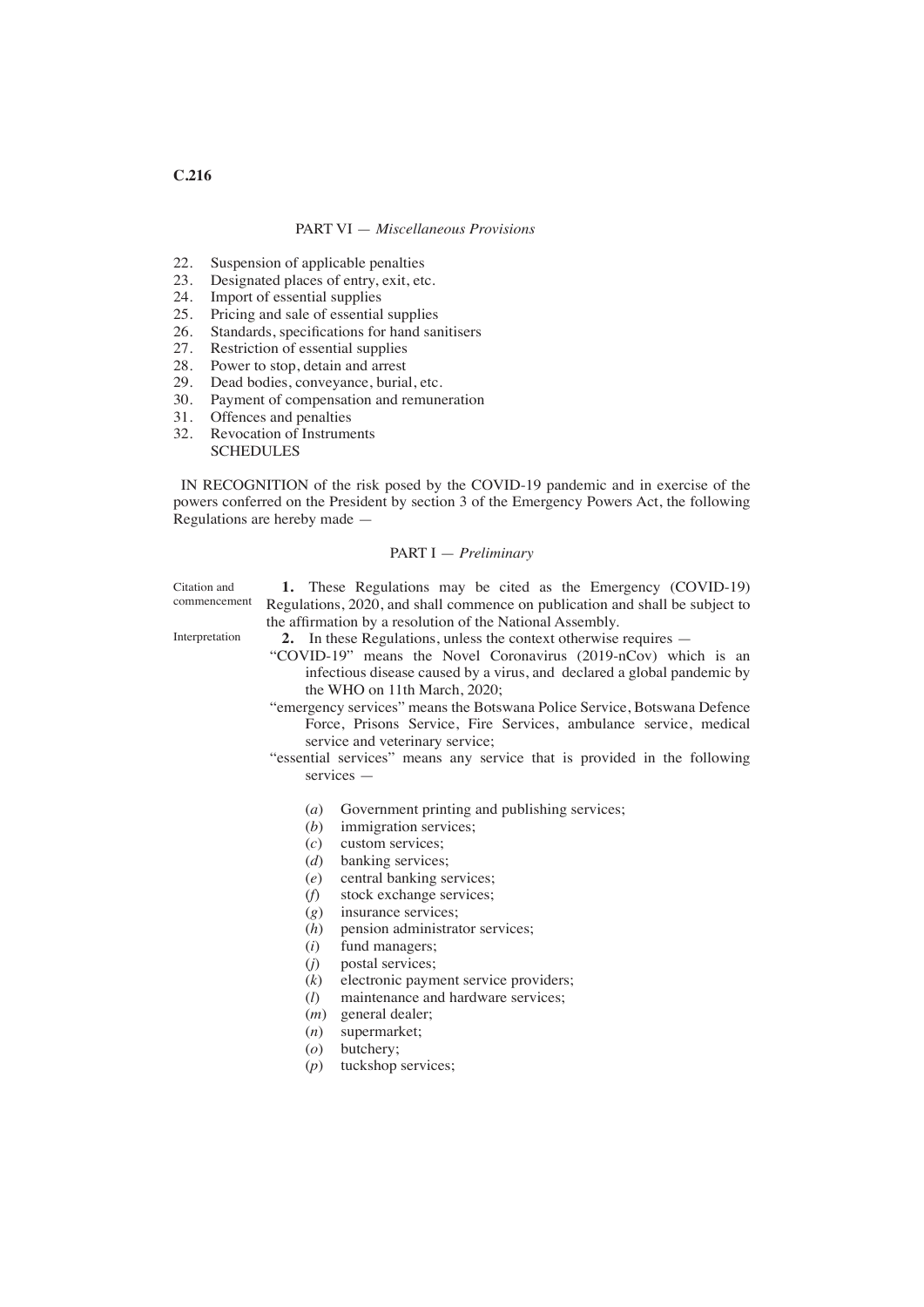PART VI — *Miscellaneous Provisions*

22. Suspension of applicable penalties
23. Designated places of entry, exit, etc.
24. Import of essential supplies
25. Pricing and sale of essential supplies
26. Standards, specifications for hand sanitisers
27. Restriction of essential supplies
28. Power to stop, detain and arrest
29. Dead bodies, conveyance, burial, etc.
30. Payment of compensation and remuneration
31. Offences and penalties
32. Revocation of Instruments

SCHEDULES

IN RECOGNITION of the risk posed by the COVID-19 pandemic and in exercise of the powers conferred on the President by section 3 of the Emergency Powers Act, the following Regulations are hereby made —

PART I — *Preliminary*

Citation and commencement

**1.** These Regulations may be cited as the Emergency (COVID-19) Regulations, 2020, and shall commence on publication and shall be subject to the affirmation by a resolution of the National Assembly.

Interpretation

**2.** In these Regulations, unless the context otherwise requires —

"COVID-19" means the Novel Coronavirus (2019-nCov) which is an infectious disease caused by a virus, and declared a global pandemic by the WHO on 11th March, 2020;

"emergency services" means the Botswana Police Service, Botswana Defence Force, Prisons Service, Fire Services, ambulance service, medical service and veterinary service;

"essential services" means any service that is provided in the following services —

(*a*) Government printing and publishing services;
(*b*) immigration services;
(*c*) custom services;
(*d*) banking services;
(*e*) central banking services;
(*f*) stock exchange services;
(*g*) insurance services;
(*h*) pension administrator services;
(*i*) fund managers;
(*j*) postal services;
(*k*) electronic payment service providers;
(*l*) maintenance and hardware services;
(*m*) general dealer;
(*n*) supermarket;
(*o*) butchery;
(*p*) tuckshop services;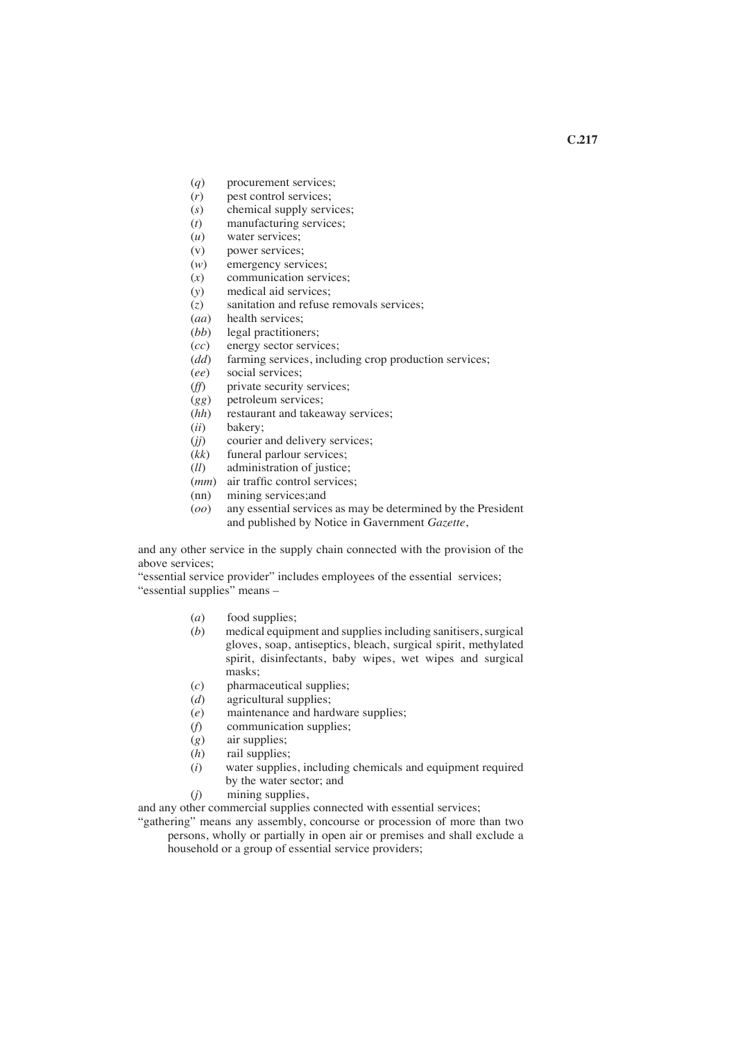(*q*) procurement services;
(*r*) pest control services;
(*s*) chemical supply services;
(*t*) manufacturing services;
(*u*) water services;
(v) power services;
(*w*) emergency services;
(*x*) communication services;
(*y*) medical aid services;
(*z*) sanitation and refuse removals services;
(*aa*) health services;
(*bb*) legal practitioners;
(*cc*) energy sector services;
(*dd*) farming services, including crop production services;
(*ee*) social services;
(*ff*) private security services;
(*gg*) petroleum services;
(*hh*) restaurant and takeaway services;
(*ii*) bakery;
(*jj*) courier and delivery services;
(*kk*) funeral parlour services;
(*ll*) administration of justice;
(*mm*) air traffic control services;
(nn) mining services;and
(*oo*) any essential services as may be determined by the President and published by Notice in Gavernment *Gazette*,

and any other service in the supply chain connected with the provision of the above services;

"essential service provider" includes employees of the essential services;

"essential supplies" means –

(*a*) food supplies;
(*b*) medical equipment and supplies including sanitisers, surgical gloves, soap, antiseptics, bleach, surgical spirit, methylated spirit, disinfectants, baby wipes, wet wipes and surgical masks;
(*c*) pharmaceutical supplies;
(*d*) agricultural supplies;
(*e*) maintenance and hardware supplies;
(*f*) communication supplies;
(*g*) air supplies;
(*h*) rail supplies;
(*i*) water supplies, including chemicals and equipment required by the water sector; and
(*j*) mining supplies,

and any other commercial supplies connected with essential services;

"gathering" means any assembly, concourse or procession of more than two persons, wholly or partially in open air or premises and shall exclude a household or a group of essential service providers;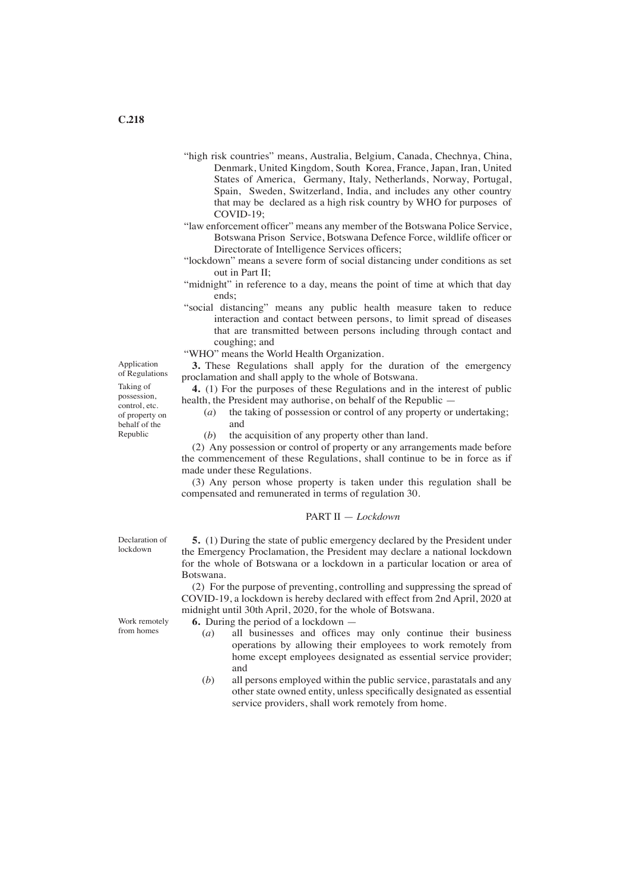"high risk countries" means, Australia, Belgium, Canada, Chechnya, China, Denmark, United Kingdom, South Korea, France, Japan, Iran, United States of America, Germany, Italy, Netherlands, Norway, Portugal, Spain, Sweden, Switzerland, India, and includes any other country that may be declared as a high risk country by WHO for purposes of COVID-19;

"law enforcement officer" means any member of the Botswana Police Service, Botswana Prison Service, Botswana Defence Force, wildlife officer or Directorate of Intelligence Services officers;

"lockdown" means a severe form of social distancing under conditions as set out in Part II;

"midnight" in reference to a day, means the point of time at which that day ends;

"social distancing" means any public health measure taken to reduce interaction and contact between persons, to limit spread of diseases that are transmitted between persons including through contact and coughing; and

"WHO" means the World Health Organization.

*Application of Regulations*

**3.** These Regulations shall apply for the duration of the emergency proclamation and shall apply to the whole of Botswana.

*Taking of possession, control, etc. of property on behalf of the Republic*

**4.** (1) For the purposes of these Regulations and in the interest of public health, the President may authorise, on behalf of the Republic —

(*a*) the taking of possession or control of any property or undertaking; and

(*b*) the acquisition of any property other than land.

(2) Any possession or control of property or any arrangements made before the commencement of these Regulations, shall continue to be in force as if made under these Regulations.

(3) Any person whose property is taken under this regulation shall be compensated and remunerated in terms of regulation 30.

## PART II — *Lockdown*

*Declaration of lockdown*

**5.** (1) During the state of public emergency declared by the President under the Emergency Proclamation, the President may declare a national lockdown for the whole of Botswana or a lockdown in a particular location or area of Botswana.

(2) For the purpose of preventing, controlling and suppressing the spread of COVID-19, a lockdown is hereby declared with effect from 2nd April, 2020 at midnight until 30th April, 2020, for the whole of Botswana.

*Work remotely from homes*

**6.** During the period of a lockdown —

(*a*) all businesses and offices may only continue their business operations by allowing their employees to work remotely from home except employees designated as essential service provider; and

(*b*) all persons employed within the public service, parastatals and any other state owned entity, unless specifically designated as essential service providers, shall work remotely from home.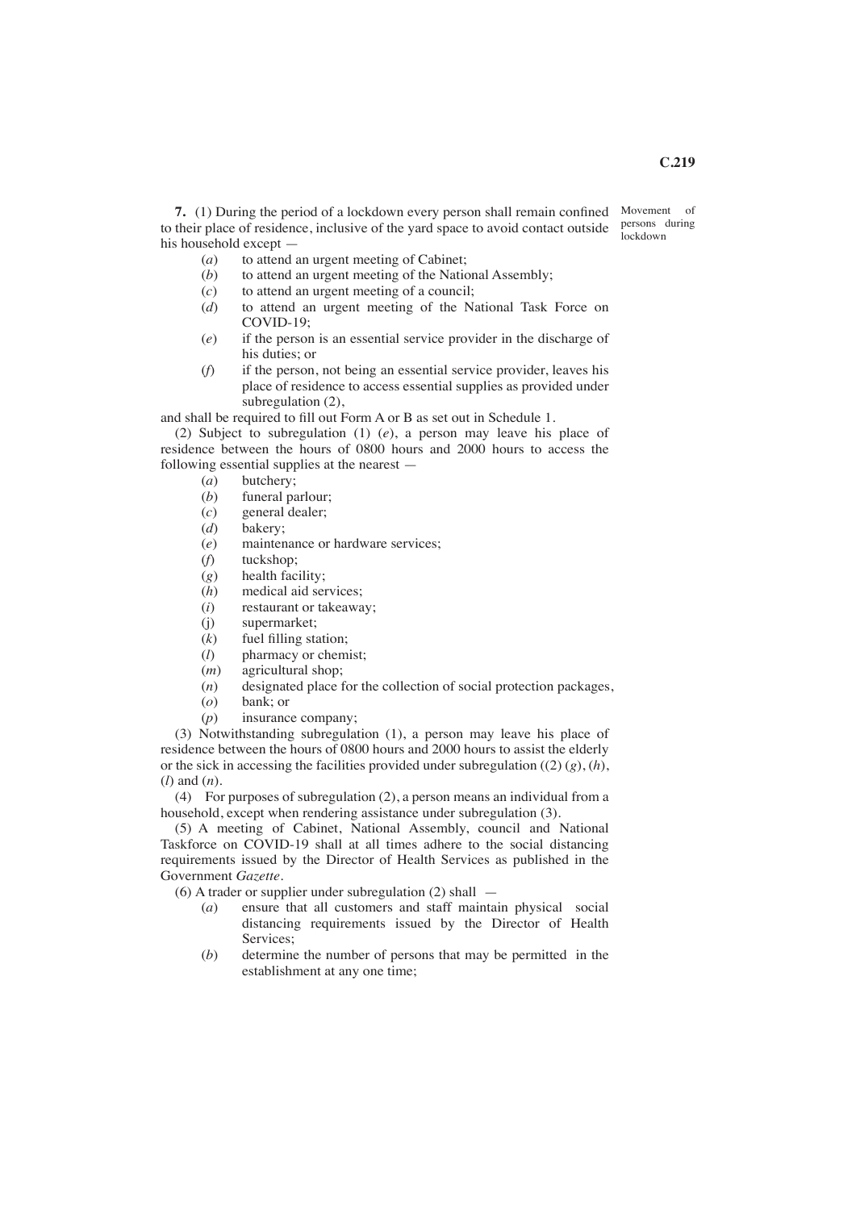**7.** (1) During the period of a lockdown every person shall remain confined to their place of residence, inclusive of the yard space to avoid contact outside his household except —

Movement of persons during lockdown

(*a*) to attend an urgent meeting of Cabinet;
(*b*) to attend an urgent meeting of the National Assembly;
(*c*) to attend an urgent meeting of a council;
(*d*) to attend an urgent meeting of the National Task Force on COVID-19;
(*e*) if the person is an essential service provider in the discharge of his duties; or
(*f*) if the person, not being an essential service provider, leaves his place of residence to access essential supplies as provided under subregulation (2),

and shall be required to fill out Form A or B as set out in Schedule 1.

(2) Subject to subregulation (1) (*e*), a person may leave his place of residence between the hours of 0800 hours and 2000 hours to access the following essential supplies at the nearest —

(*a*) butchery;
(*b*) funeral parlour;
(*c*) general dealer;
(*d*) bakery;
(*e*) maintenance or hardware services;
(*f*) tuckshop;
(*g*) health facility;
(*h*) medical aid services;
(*i*) restaurant or takeaway;
(j) supermarket;
(*k*) fuel filling station;
(*l*) pharmacy or chemist;
(*m*) agricultural shop;
(*n*) designated place for the collection of social protection packages,
(*o*) bank; or
(*p*) insurance company;

(3) Notwithstanding subregulation (1), a person may leave his place of residence between the hours of 0800 hours and 2000 hours to assist the elderly or the sick in accessing the facilities provided under subregulation ((2) (*g*), (*h*), (*l*) and (*n*).

(4) For purposes of subregulation (2), a person means an individual from a household, except when rendering assistance under subregulation (3).

(5) A meeting of Cabinet, National Assembly, council and National Taskforce on COVID-19 shall at all times adhere to the social distancing requirements issued by the Director of Health Services as published in the Government *Gazette*.

(6) A trader or supplier under subregulation (2) shall —

(*a*) ensure that all customers and staff maintain physical social distancing requirements issued by the Director of Health Services;
(*b*) determine the number of persons that may be permitted in the establishment at any one time;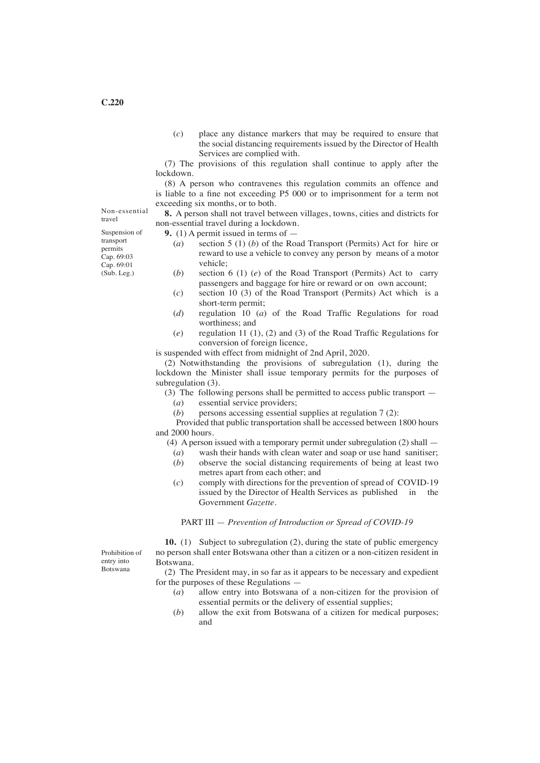(*c*) place any distance markers that may be required to ensure that the social distancing requirements issued by the Director of Health Services are complied with.

(7) The provisions of this regulation shall continue to apply after the lockdown.

(8) A person who contravenes this regulation commits an offence and is liable to a fine not exceeding P5 000 or to imprisonment for a term not exceeding six months, or to both.

Non-essential travel

**8.** A person shall not travel between villages, towns, cities and districts for non-essential travel during a lockdown.

Suspension of transport permits Cap. 69:03 Cap. 69:01 (Sub. Leg.)

**9.** (1) A permit issued in terms of —

(*a*) section 5 (1) (*b*) of the Road Transport (Permits) Act for hire or reward to use a vehicle to convey any person by means of a motor vehicle;

(*b*) section 6 (1) (*e*) of the Road Transport (Permits) Act to carry passengers and baggage for hire or reward or on own account;

(*c*) section 10 (3) of the Road Transport (Permits) Act which is a short-term permit;

(*d*) regulation 10 (*a*) of the Road Traffic Regulations for road worthiness; and

(*e*) regulation 11 (1), (2) and (3) of the Road Traffic Regulations for conversion of foreign licence,

is suspended with effect from midnight of 2nd April, 2020.

(2) Notwithstanding the provisions of subregulation (1), during the lockdown the Minister shall issue temporary permits for the purposes of subregulation (3).

(3) The following persons shall be permitted to access public transport —

(*a*) essential service providers;

(*b*) persons accessing essential supplies at regulation 7 (2):

Provided that public transportation shall be accessed between 1800 hours and 2000 hours.

(4) A person issued with a temporary permit under subregulation (2) shall —

(*a*) wash their hands with clean water and soap or use hand sanitiser;

(*b*) observe the social distancing requirements of being at least two metres apart from each other; and

(*c*) comply with directions for the prevention of spread of COVID-19 issued by the Director of Health Services as published in the Government *Gazette*.

## PART III — *Prevention of Introduction or Spread of COVID-19*

Prohibition of entry into Botswana

**10.** (1) Subject to subregulation (2), during the state of public emergency no person shall enter Botswana other than a citizen or a non-citizen resident in Botswana.

(2) The President may, in so far as it appears to be necessary and expedient for the purposes of these Regulations —

(*a*) allow entry into Botswana of a non-citizen for the provision of essential permits or the delivery of essential supplies;

(*b*) allow the exit from Botswana of a citizen for medical purposes; and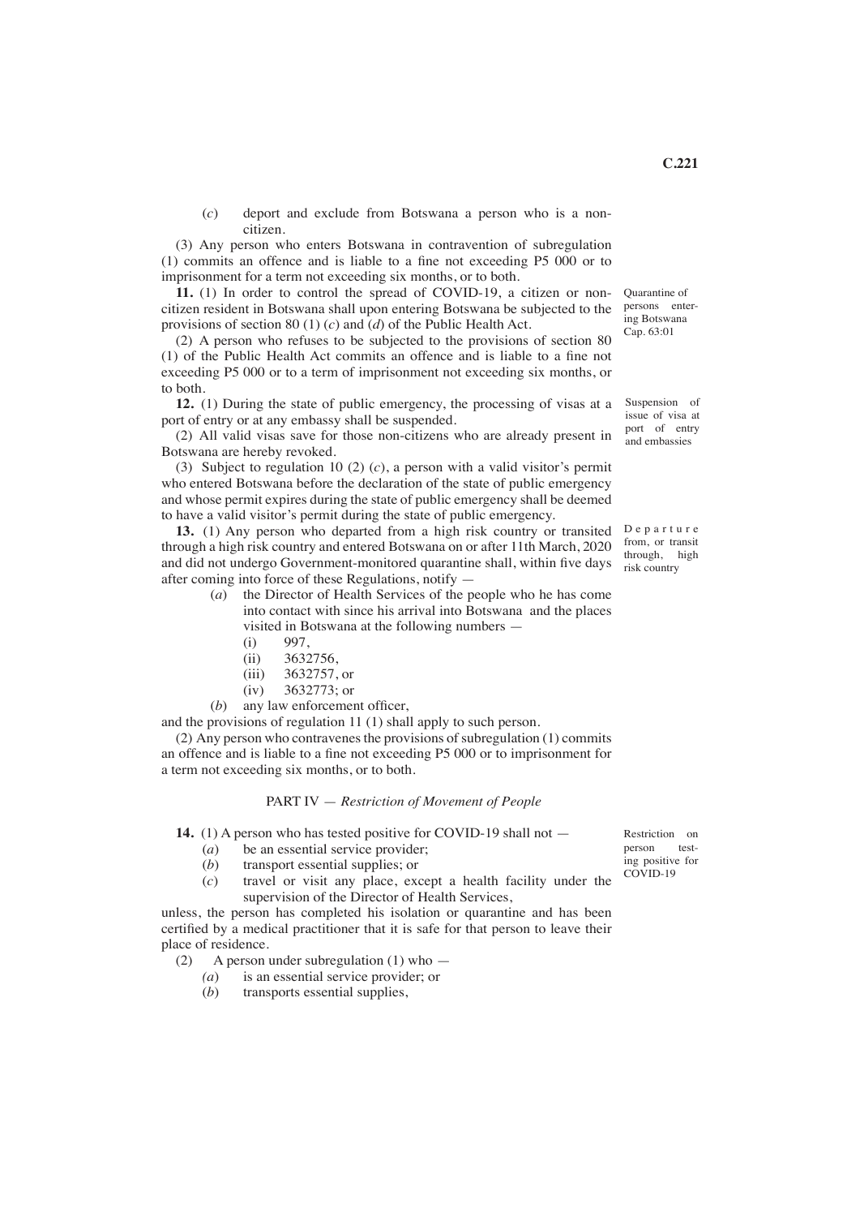(*c*) deport and exclude from Botswana a person who is a non-citizen.

(3) Any person who enters Botswana in contravention of subregulation (1) commits an offence and is liable to a fine not exceeding P5 000 or to imprisonment for a term not exceeding six months, or to both.

Quarantine of persons entering Botswana Cap. 63:01

**11.** (1) In order to control the spread of COVID-19, a citizen or non-citizen resident in Botswana shall upon entering Botswana be subjected to the provisions of section 80 (1) (*c*) and (*d*) of the Public Health Act.

(2) A person who refuses to be subjected to the provisions of section 80 (1) of the Public Health Act commits an offence and is liable to a fine not exceeding P5 000 or to a term of imprisonment not exceeding six months, or to both.

Suspension of issue of visa at port of entry and embassies

**12.** (1) During the state of public emergency, the processing of visas at a port of entry or at any embassy shall be suspended.

(2) All valid visas save for those non-citizens who are already present in Botswana are hereby revoked.

(3) Subject to regulation 10 (2) (*c*), a person with a valid visitor's permit who entered Botswana before the declaration of the state of public emergency and whose permit expires during the state of public emergency shall be deemed to have a valid visitor's permit during the state of public emergency.

Departure from, or transit through, high risk country

**13.** (1) Any person who departed from a high risk country or transited through a high risk country and entered Botswana on or after 11th March, 2020 and did not undergo Government-monitored quarantine shall, within five days after coming into force of these Regulations, notify —

(*a*) the Director of Health Services of the people who he has come into contact with since his arrival into Botswana and the places visited in Botswana at the following numbers —

(i) 997,

(ii) 3632756,

(iii) 3632757, or

(iv) 3632773; or

(*b*) any law enforcement officer,

and the provisions of regulation 11 (1) shall apply to such person.

(2) Any person who contravenes the provisions of subregulation (1) commits an offence and is liable to a fine not exceeding P5 000 or to imprisonment for a term not exceeding six months, or to both.

## PART IV — *Restriction of Movement of People*

Restriction on person testing positive for COVID-19

**14.** (1) A person who has tested positive for COVID-19 shall not —

(*a*) be an essential service provider;

(*b*) transport essential supplies; or

(*c*) travel or visit any place, except a health facility under the supervision of the Director of Health Services,

unless, the person has completed his isolation or quarantine and has been certified by a medical practitioner that it is safe for that person to leave their place of residence.

(2) A person under subregulation (1) who —

(*a*) is an essential service provider; or

(*b*) transports essential supplies,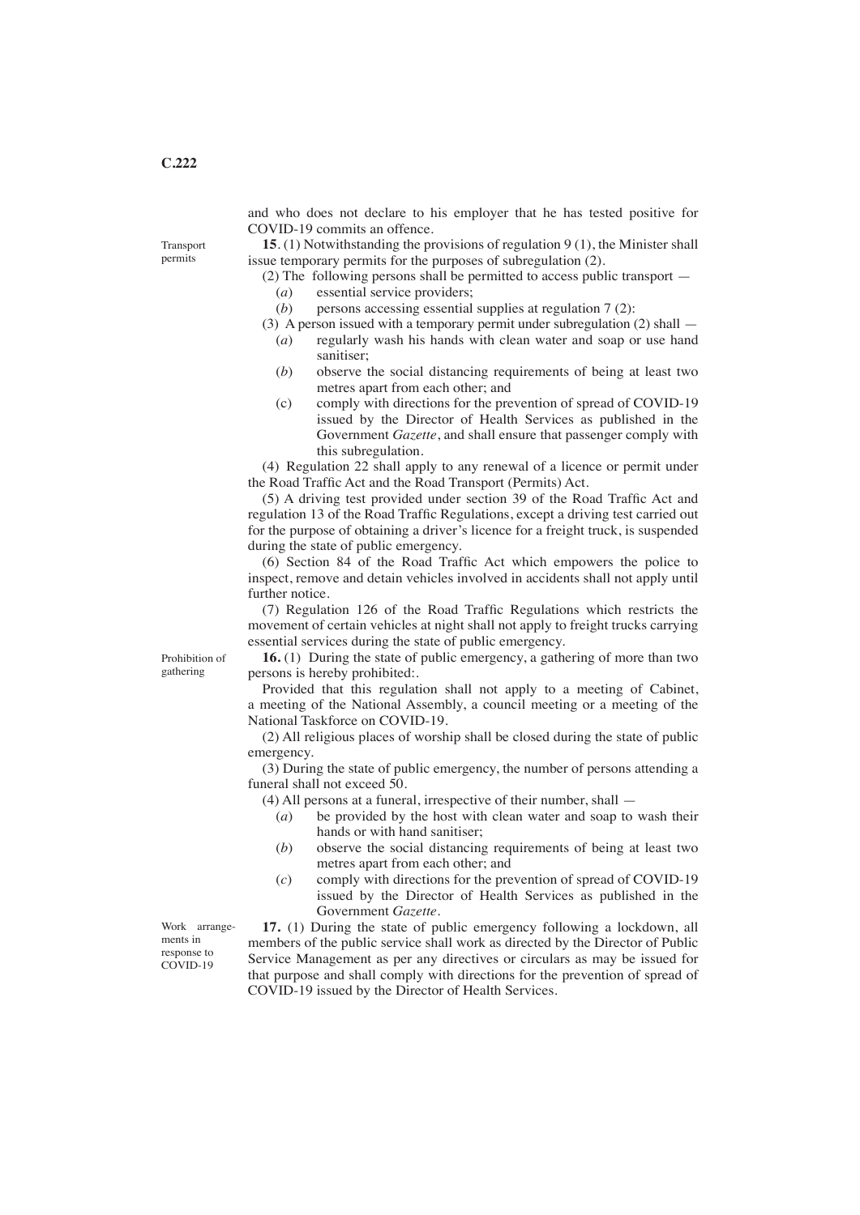and who does not declare to his employer that he has tested positive for COVID-19 commits an offence.

Transport permits

**15**. (1) Notwithstanding the provisions of regulation 9 (1), the Minister shall issue temporary permits for the purposes of subregulation (2).

(2) The following persons shall be permitted to access public transport —

(*a*) essential service providers;

(*b*) persons accessing essential supplies at regulation 7 (2):

(3) A person issued with a temporary permit under subregulation (2) shall —

(*a*) regularly wash his hands with clean water and soap or use hand sanitiser;

(*b*) observe the social distancing requirements of being at least two metres apart from each other; and

(c) comply with directions for the prevention of spread of COVID-19 issued by the Director of Health Services as published in the Government *Gazette*, and shall ensure that passenger comply with this subregulation.

(4) Regulation 22 shall apply to any renewal of a licence or permit under the Road Traffic Act and the Road Transport (Permits) Act.

(5) A driving test provided under section 39 of the Road Traffic Act and regulation 13 of the Road Traffic Regulations, except a driving test carried out for the purpose of obtaining a driver's licence for a freight truck, is suspended during the state of public emergency.

(6) Section 84 of the Road Traffic Act which empowers the police to inspect, remove and detain vehicles involved in accidents shall not apply until further notice.

(7) Regulation 126 of the Road Traffic Regulations which restricts the movement of certain vehicles at night shall not apply to freight trucks carrying essential services during the state of public emergency.

Prohibition of gathering

**16.** (1) During the state of public emergency, a gathering of more than two persons is hereby prohibited:.

Provided that this regulation shall not apply to a meeting of Cabinet, a meeting of the National Assembly, a council meeting or a meeting of the National Taskforce on COVID-19.

(2) All religious places of worship shall be closed during the state of public emergency.

(3) During the state of public emergency, the number of persons attending a funeral shall not exceed 50.

(4) All persons at a funeral, irrespective of their number, shall —

(*a*) be provided by the host with clean water and soap to wash their hands or with hand sanitiser;

(*b*) observe the social distancing requirements of being at least two metres apart from each other; and

(*c*) comply with directions for the prevention of spread of COVID-19 issued by the Director of Health Services as published in the Government *Gazette*.

Work arrangements in response to COVID-19

**17.** (1) During the state of public emergency following a lockdown, all members of the public service shall work as directed by the Director of Public Service Management as per any directives or circulars as may be issued for that purpose and shall comply with directions for the prevention of spread of COVID-19 issued by the Director of Health Services.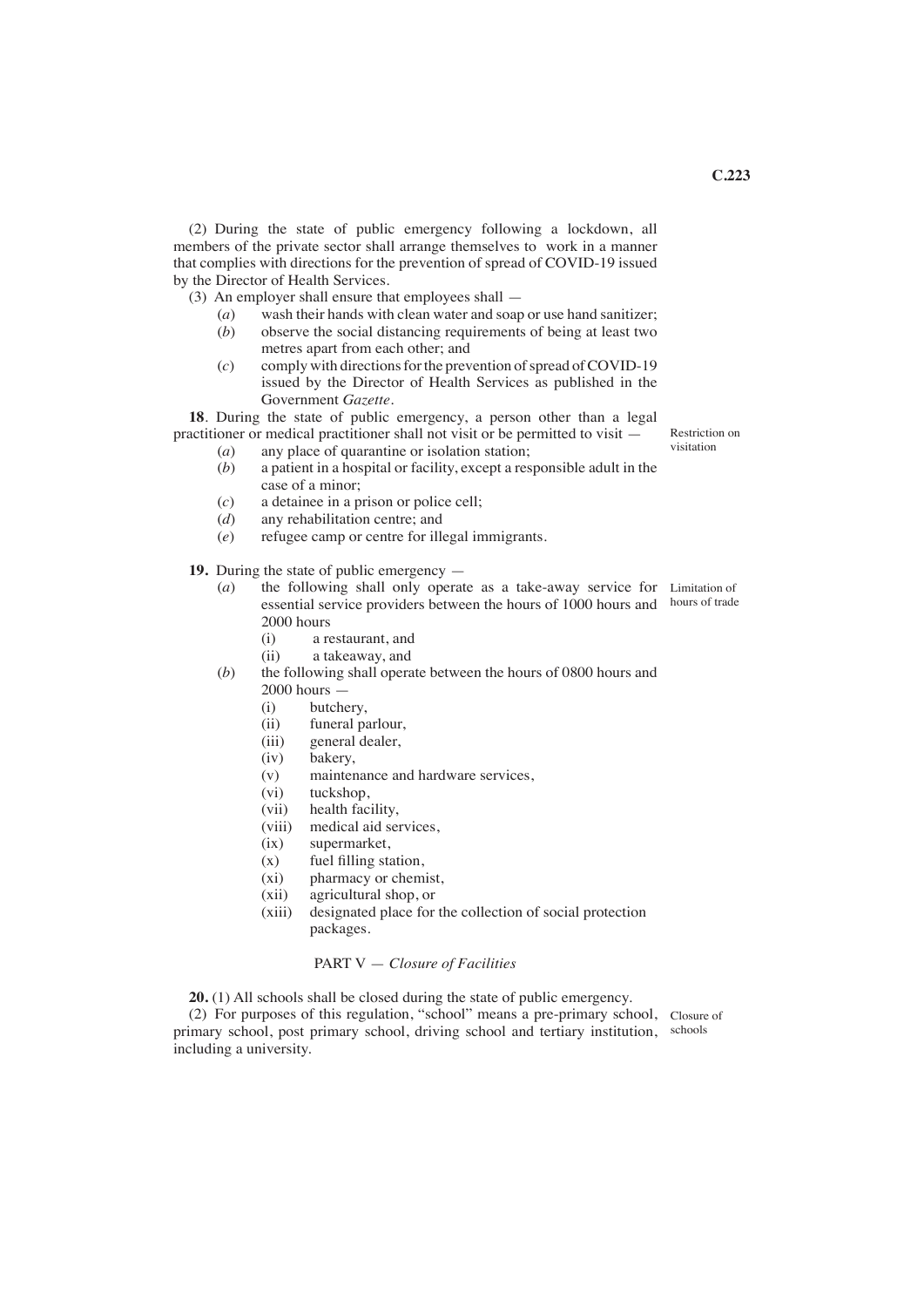(2) During the state of public emergency following a lockdown, all members of the private sector shall arrange themselves to work in a manner that complies with directions for the prevention of spread of COVID-19 issued by the Director of Health Services.

(3) An employer shall ensure that employees shall —

(*a*) wash their hands with clean water and soap or use hand sanitizer;

(*b*) observe the social distancing requirements of being at least two metres apart from each other; and

(*c*) comply with directions for the prevention of spread of COVID-19 issued by the Director of Health Services as published in the Government *Gazette*.

Restriction on visitation

**18**. During the state of public emergency, a person other than a legal practitioner or medical practitioner shall not visit or be permitted to visit —

(*a*) any place of quarantine or isolation station;

(*b*) a patient in a hospital or facility, except a responsible adult in the case of a minor;

(*c*) a detainee in a prison or police cell;

(*d*) any rehabilitation centre; and

(*e*) refugee camp or centre for illegal immigrants.

Limitation of hours of trade

**19.** During the state of public emergency —

(*a*) the following shall only operate as a take-away service for essential service providers between the hours of 1000 hours and 2000 hours

(i) a restaurant, and

(ii) a takeaway, and

(*b*) the following shall operate between the hours of 0800 hours and 2000 hours —

(i) butchery,

(ii) funeral parlour,

(iii) general dealer,

(iv) bakery,

(v) maintenance and hardware services,

(vi) tuckshop,

(vii) health facility,

(viii) medical aid services,

(ix) supermarket,

(x) fuel filling station,

(xi) pharmacy or chemist,

(xii) agricultural shop, or

(xiii) designated place for the collection of social protection packages.

## PART V — *Closure of Facilities*

Closure of schools

**20.** (1) All schools shall be closed during the state of public emergency.

(2) For purposes of this regulation, "school" means a pre-primary school, primary school, post primary school, driving school and tertiary institution, including a university.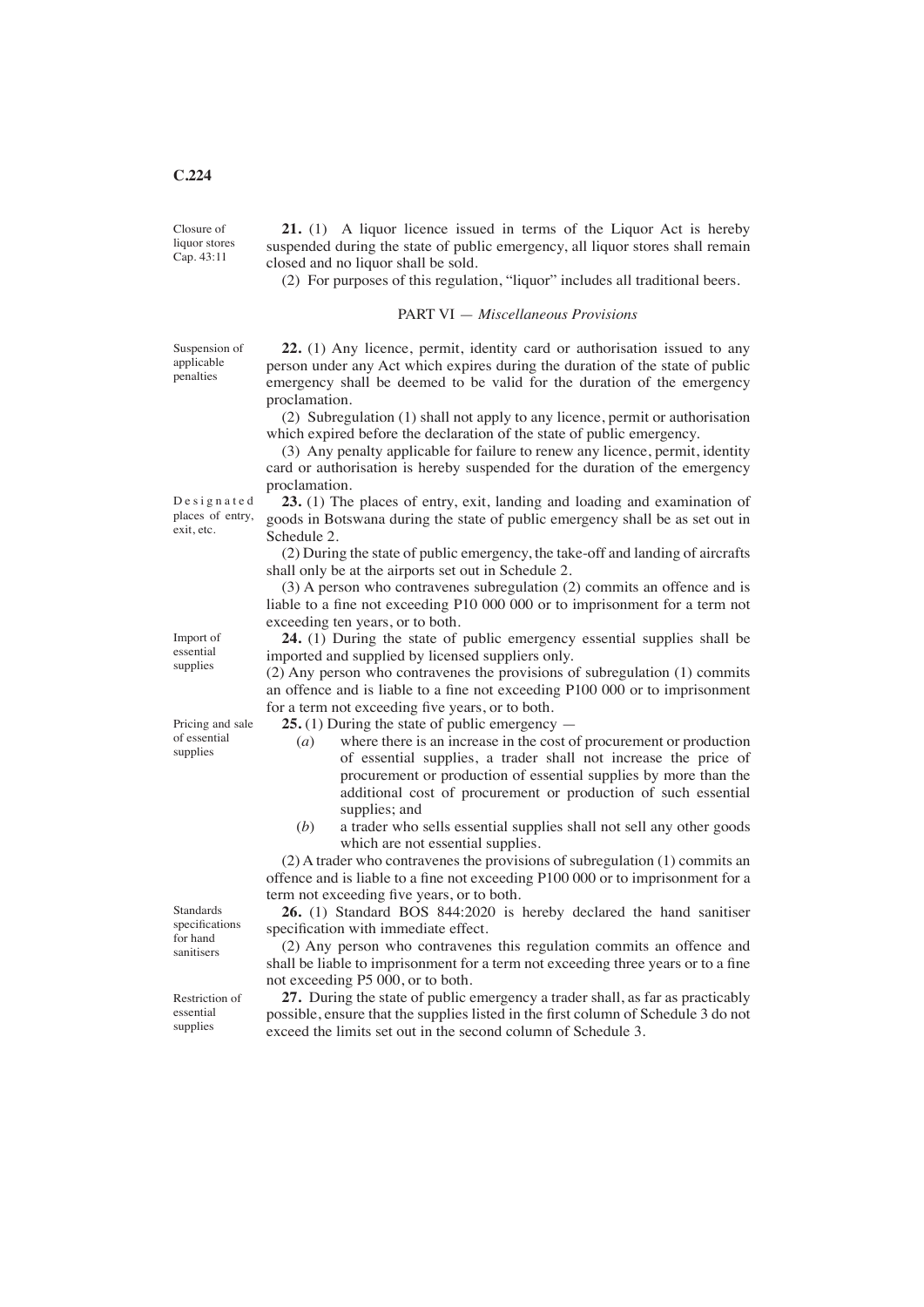Closure of liquor stores Cap. 43:11

**21.** (1) A liquor licence issued in terms of the Liquor Act is hereby suspended during the state of public emergency, all liquor stores shall remain closed and no liquor shall be sold.

(2) For purposes of this regulation, "liquor" includes all traditional beers.

## PART VI — *Miscellaneous Provisions*

Suspension of applicable penalties

**22.** (1) Any licence, permit, identity card or authorisation issued to any person under any Act which expires during the duration of the state of public emergency shall be deemed to be valid for the duration of the emergency proclamation.

(2) Subregulation (1) shall not apply to any licence, permit or authorisation which expired before the declaration of the state of public emergency.

(3) Any penalty applicable for failure to renew any licence, permit, identity card or authorisation is hereby suspended for the duration of the emergency proclamation.

Designated places of entry, exit, etc.

**23.** (1) The places of entry, exit, landing and loading and examination of goods in Botswana during the state of public emergency shall be as set out in Schedule 2.

(2) During the state of public emergency, the take-off and landing of aircrafts shall only be at the airports set out in Schedule 2.

(3) A person who contravenes subregulation (2) commits an offence and is liable to a fine not exceeding P10 000 000 or to imprisonment for a term not exceeding ten years, or to both.

Import of essential supplies

**24.** (1) During the state of public emergency essential supplies shall be imported and supplied by licensed suppliers only.

(2) Any person who contravenes the provisions of subregulation (1) commits an offence and is liable to a fine not exceeding P100 000 or to imprisonment for a term not exceeding five years, or to both.

Pricing and sale of essential supplies

**25.** (1) During the state of public emergency —

(*a*) where there is an increase in the cost of procurement or production of essential supplies, a trader shall not increase the price of procurement or production of essential supplies by more than the additional cost of procurement or production of such essential supplies; and

(*b*) a trader who sells essential supplies shall not sell any other goods which are not essential supplies.

(2) A trader who contravenes the provisions of subregulation (1) commits an offence and is liable to a fine not exceeding P100 000 or to imprisonment for a term not exceeding five years, or to both.

Standards specifications for hand sanitisers

**26.** (1) Standard BOS 844:2020 is hereby declared the hand sanitiser specification with immediate effect.

(2) Any person who contravenes this regulation commits an offence and shall be liable to imprisonment for a term not exceeding three years or to a fine not exceeding P5 000, or to both.

Restriction of essential supplies

**27.** During the state of public emergency a trader shall, as far as practicably possible, ensure that the supplies listed in the first column of Schedule 3 do not exceed the limits set out in the second column of Schedule 3.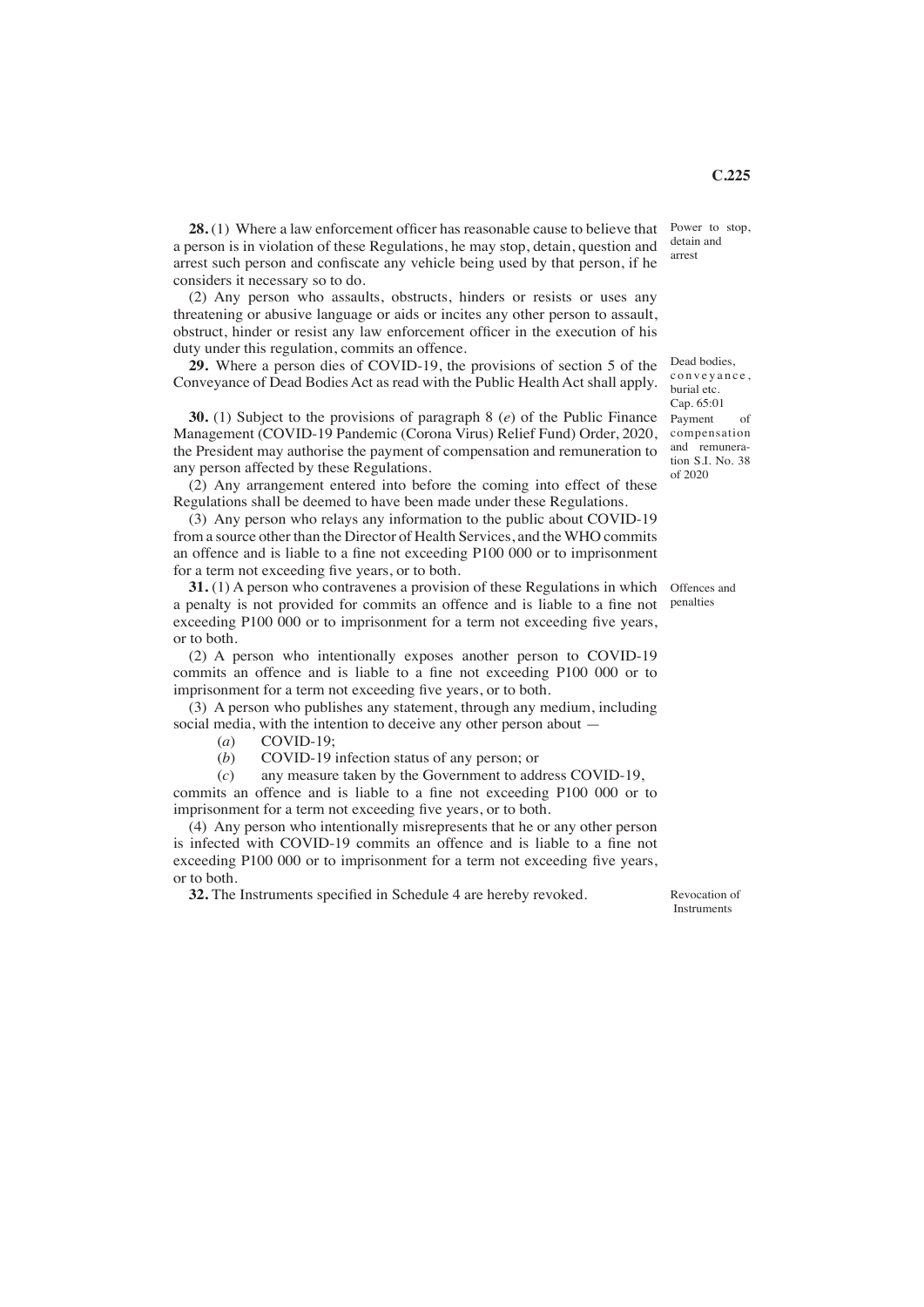**28.** (1) Where a law enforcement officer has reasonable cause to believe that a person is in violation of these Regulations, he may stop, detain, question and arrest such person and confiscate any vehicle being used by that person, if he considers it necessary so to do.

Power to stop, detain and arrest

(2) Any person who assaults, obstructs, hinders or resists or uses any threatening or abusive language or aids or incites any other person to assault, obstruct, hinder or resist any law enforcement officer in the execution of his duty under this regulation, commits an offence.

**29.** Where a person dies of COVID-19, the provisions of section 5 of the Conveyance of Dead Bodies Act as read with the Public Health Act shall apply.

Dead bodies, conveyance, burial etc. Cap. 65:01

**30.** (1) Subject to the provisions of paragraph 8 (*e*) of the Public Finance Management (COVID-19 Pandemic (Corona Virus) Relief Fund) Order, 2020, the President may authorise the payment of compensation and remuneration to any person affected by these Regulations.

Payment of compensation and remuneration S.I. No. 38 of 2020

(2) Any arrangement entered into before the coming into effect of these Regulations shall be deemed to have been made under these Regulations.

(3) Any person who relays any information to the public about COVID-19 from a source other than the Director of Health Services, and the WHO commits an offence and is liable to a fine not exceeding P100 000 or to imprisonment for a term not exceeding five years, or to both.

**31.** (1) A person who contravenes a provision of these Regulations in which a penalty is not provided for commits an offence and is liable to a fine not exceeding P100 000 or to imprisonment for a term not exceeding five years, or to both.

Offences and penalties

(2) A person who intentionally exposes another person to COVID-19 commits an offence and is liable to a fine not exceeding P100 000 or to imprisonment for a term not exceeding five years, or to both.

(3) A person who publishes any statement, through any medium, including social media, with the intention to deceive any other person about —

(*a*) COVID-19;

(*b*) COVID-19 infection status of any person; or

(*c*) any measure taken by the Government to address COVID-19,

commits an offence and is liable to a fine not exceeding P100 000 or to imprisonment for a term not exceeding five years, or to both.

(4) Any person who intentionally misrepresents that he or any other person is infected with COVID-19 commits an offence and is liable to a fine not exceeding P100 000 or to imprisonment for a term not exceeding five years, or to both.

**32.** The Instruments specified in Schedule 4 are hereby revoked.

Revocation of Instruments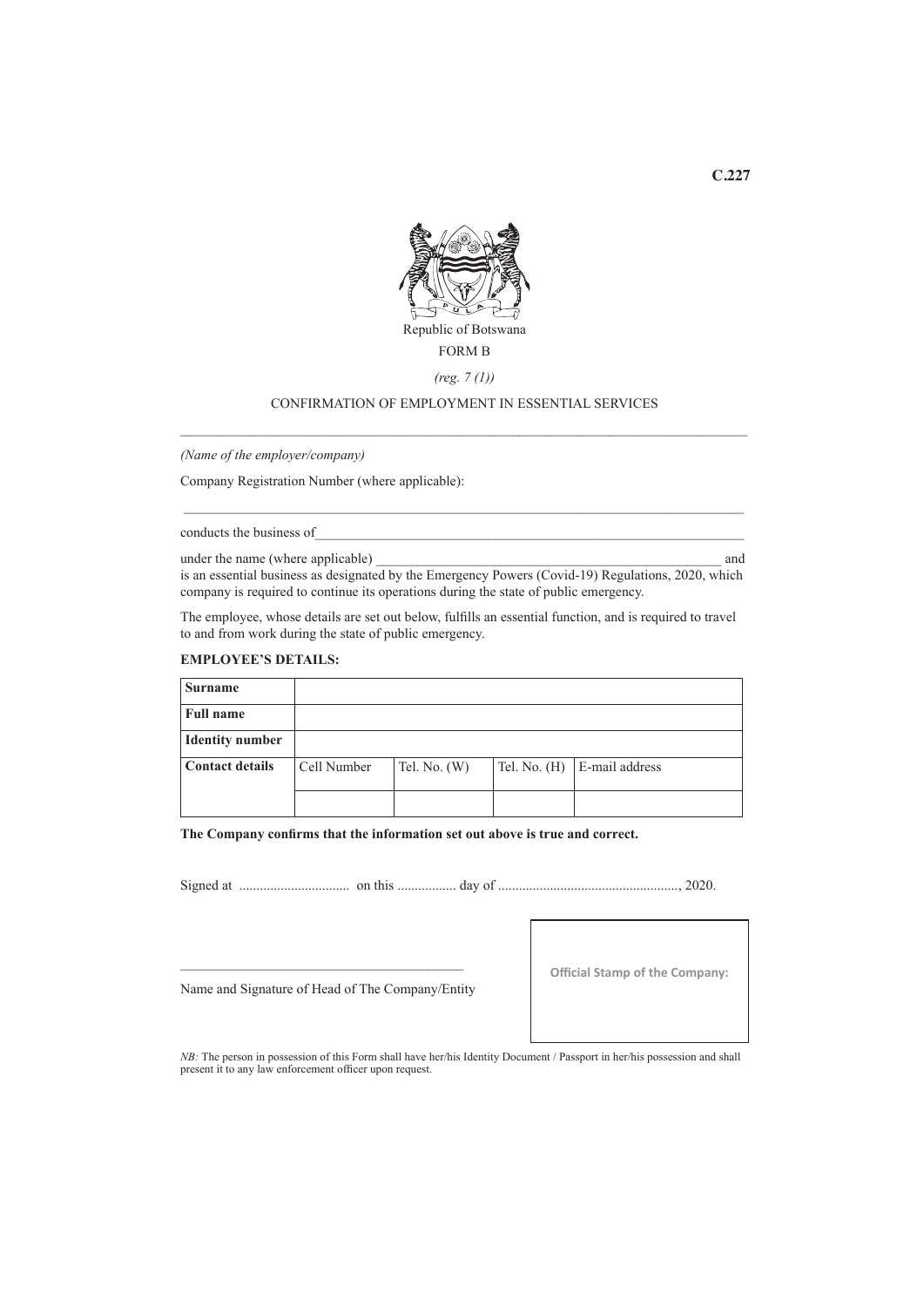Republic of Botswana

FORM B

*(reg. 7 (1))*

CONFIRMATION OF EMPLOYMENT IN ESSENTIAL SERVICES

________________________________________________________________________________

*(Name of the employer/company)*

Company Registration Number (where applicable):

________________________________________________________________________________

conducts the business of_____________________________________________________________

under the name (where applicable) ___________________________________________________ and is an essential business as designated by the Emergency Powers (Covid-19) Regulations, 2020, which company is required to continue its operations during the state of public emergency.

The employee, whose details are set out below, fulfills an essential function, and is required to travel to and from work during the state of public emergency.

**EMPLOYEE'S DETAILS:**

| | | | | |
|---|---|---|---|---|
| **Surname** | | | | |
| **Full name** | | | | |
| **Identity number** | | | | |
| **Contact details** | Cell Number | Tel. No. (W) | Tel. No. (H) | E-mail address |
| | | | | |

**The Company confirms that the information set out above is true and correct.**

Signed at ................................ on this ................. day of ...................................................., 2020.

_________________________________________

Name and Signature of Head of The Company/Entity

**Official Stamp of the Company:**

*NB:* The person in possession of this Form shall have her/his Identity Document / Passport in her/his possession and shall present it to any law enforcement officer upon request.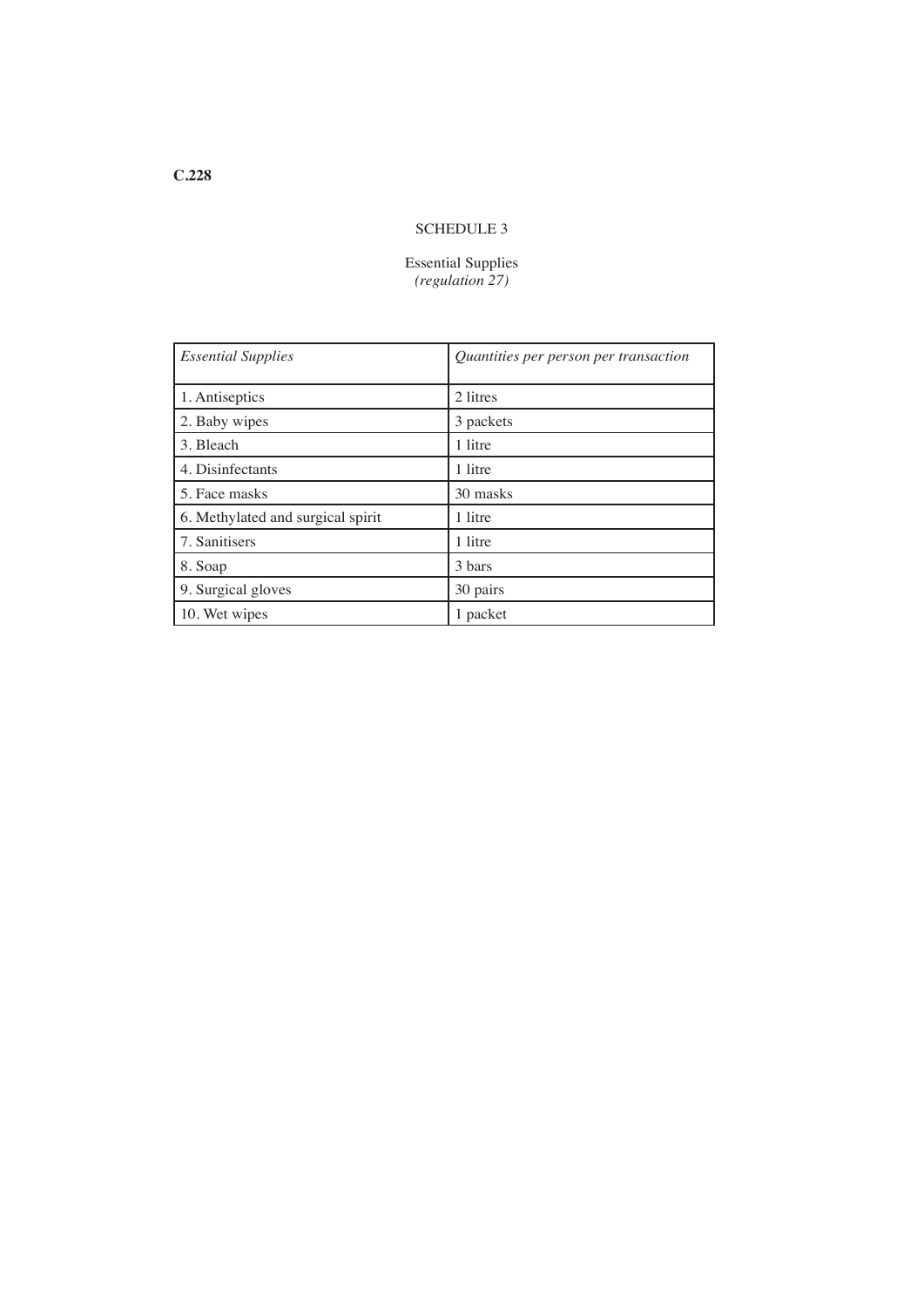**C.228**

## SCHEDULE 3

Essential Supplies
*(regulation 27)*

| *Essential Supplies* | *Quantities per person per transaction* |
| --- | --- |
| 1. Antiseptics | 2 litres |
| 2. Baby wipes | 3 packets |
| 3. Bleach | 1 litre |
| 4. Disinfectants | 1 litre |
| 5. Face masks | 30 masks |
| 6. Methylated and surgical spirit | 1 litre |
| 7. Sanitisers | 1 litre |
| 8. Soap | 3 bars |
| 9. Surgical gloves | 30 pairs |
| 10. Wet wipes | 1 packet |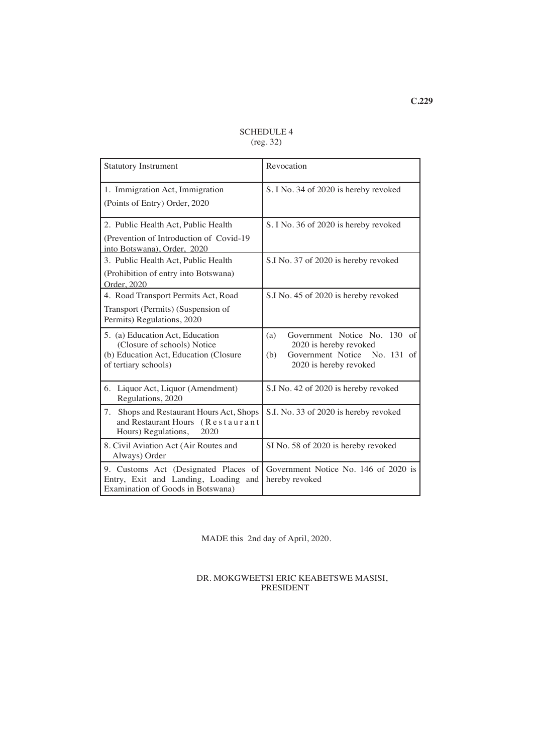SCHEDULE 4
(reg. 32)

| Statutory Instrument | Revocation |
|---|---|
| 1. Immigration Act, Immigration (Points of Entry) Order, 2020 | S. I No. 34 of 2020 is hereby revoked |
| 2. Public Health Act, Public Health (Prevention of Introduction of Covid-19 into Botswana), Order, 2020 | S. I No. 36 of 2020 is hereby revoked |
| 3. Public Health Act, Public Health (Prohibition of entry into Botswana) Order, 2020 | S.I No. 37 of 2020 is hereby revoked |
| 4. Road Transport Permits Act, Road Transport (Permits) (Suspension of Permits) Regulations, 2020 | S.I No. 45 of 2020 is hereby revoked |
| 5. (a) Education Act, Education (Closure of schools) Notice (b) Education Act, Education (Closure of tertiary schools) | (a) Government Notice No. 130 of 2020 is hereby revoked (b) Government Notice No. 131 of 2020 is hereby revoked |
| 6. Liquor Act, Liquor (Amendment) Regulations, 2020 | S.I No. 42 of 2020 is hereby revoked |
| 7. Shops and Restaurant Hours Act, Shops and Restaurant Hours (Restaurant Hours) Regulations, 2020 | S.I. No. 33 of 2020 is hereby revoked |
| 8. Civil Aviation Act (Air Routes and Always) Order | SI No. 58 of 2020 is hereby revoked |
| 9. Customs Act (Designated Places of Entry, Exit and Landing, Loading and Examination of Goods in Botswana) | Government Notice No. 146 of 2020 is hereby revoked |

MADE this 2nd day of April, 2020.

DR. MOKGWEETSI ERIC KEABETSWE MASISI,
PRESIDENT